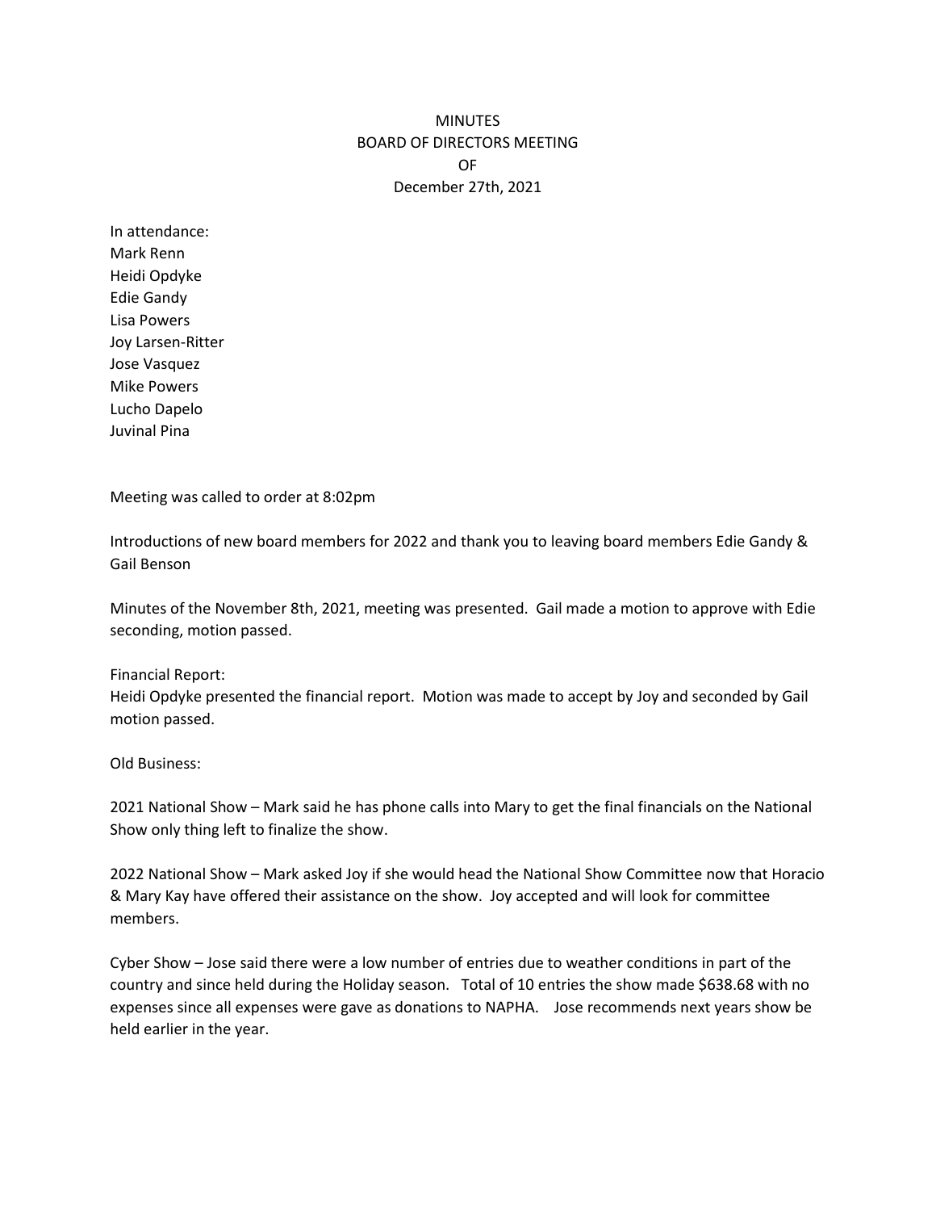# MINUTES
## BOARD OF DIRECTORS MEETING
## OF
## December 27th, 2021

In attendance:
Mark Renn
Heidi Opdyke
Edie Gandy
Lisa Powers
Joy Larsen-Ritter
Jose Vasquez
Mike Powers
Lucho Dapelo
Juvinal Pina

Meeting was called to order at 8:02pm

Introductions of new board members for 2022 and thank you to leaving board members Edie Gandy & Gail Benson

Minutes of the November 8th, 2021, meeting was presented. Gail made a motion to approve with Edie seconding, motion passed.

Financial Report:
Heidi Opdyke presented the financial report. Motion was made to accept by Joy and seconded by Gail motion passed.

Old Business:

2021 National Show – Mark said he has phone calls into Mary to get the final financials on the National Show only thing left to finalize the show.

2022 National Show – Mark asked Joy if she would head the National Show Committee now that Horacio & Mary Kay have offered their assistance on the show. Joy accepted and will look for committee members.

Cyber Show – Jose said there were a low number of entries due to weather conditions in part of the country and since held during the Holiday season. Total of 10 entries the show made $638.68 with no expenses since all expenses were gave as donations to NAPHA. Jose recommends next years show be held earlier in the year.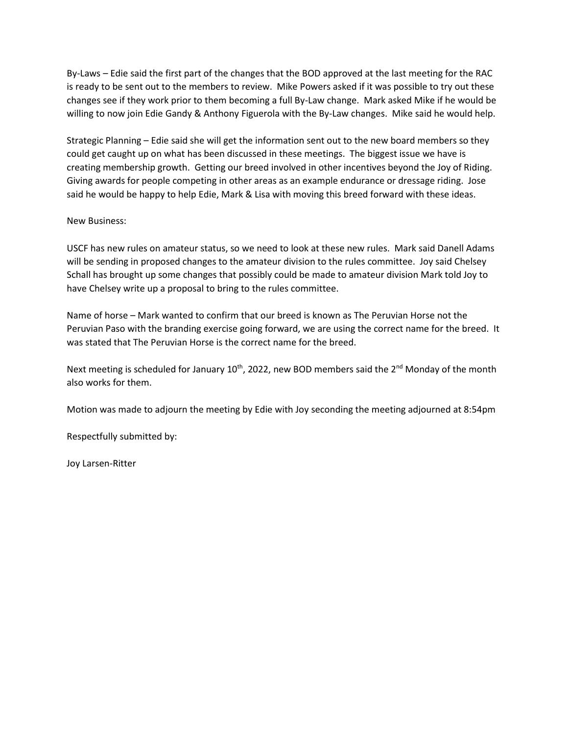By-Laws – Edie said the first part of the changes that the BOD approved at the last meeting for the RAC is ready to be sent out to the members to review. Mike Powers asked if it was possible to try out these changes see if they work prior to them becoming a full By-Law change. Mark asked Mike if he would be willing to now join Edie Gandy & Anthony Figuerola with the By-Law changes. Mike said he would help.

Strategic Planning – Edie said she will get the information sent out to the new board members so they could get caught up on what has been discussed in these meetings. The biggest issue we have is creating membership growth. Getting our breed involved in other incentives beyond the Joy of Riding. Giving awards for people competing in other areas as an example endurance or dressage riding. Jose said he would be happy to help Edie, Mark & Lisa with moving this breed forward with these ideas.

New Business:

USCF has new rules on amateur status, so we need to look at these new rules. Mark said Danell Adams will be sending in proposed changes to the amateur division to the rules committee. Joy said Chelsey Schall has brought up some changes that possibly could be made to amateur division Mark told Joy to have Chelsey write up a proposal to bring to the rules committee.

Name of horse – Mark wanted to confirm that our breed is known as The Peruvian Horse not the Peruvian Paso with the branding exercise going forward, we are using the correct name for the breed. It was stated that The Peruvian Horse is the correct name for the breed.

Next meeting is scheduled for January 10th, 2022, new BOD members said the 2nd Monday of the month also works for them.

Motion was made to adjourn the meeting by Edie with Joy seconding the meeting adjourned at 8:54pm

Respectfully submitted by:

Joy Larsen-Ritter